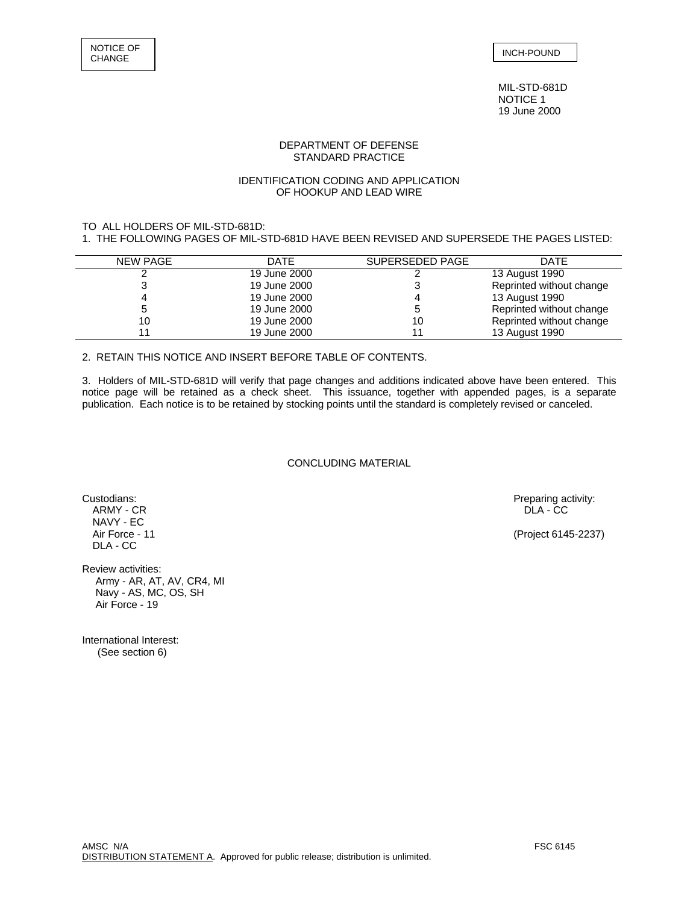NOTICE OF CHANGE

INCH-POUND

MIL-STD-681D
NOTICE 1
19 June 2000

DEPARTMENT OF DEFENSE
STANDARD PRACTICE

IDENTIFICATION CODING AND APPLICATION
OF HOOKUP AND LEAD WIRE

TO ALL HOLDERS OF MIL-STD-681D:

1. THE FOLLOWING PAGES OF MIL-STD-681D HAVE BEEN REVISED AND SUPERSEDE THE PAGES LISTED:

| NEW PAGE | DATE | SUPERSEDED PAGE | DATE |
|---|---|---|---|
| 2 | 19 June 2000 | 2 | 13 August 1990 |
| 3 | 19 June 2000 | 3 | Reprinted without change |
| 4 | 19 June 2000 | 4 | 13 August 1990 |
| 5 | 19 June 2000 | 5 | Reprinted without change |
| 10 | 19 June 2000 | 10 | Reprinted without change |
| 11 | 19 June 2000 | 11 | 13 August 1990 |

2. RETAIN THIS NOTICE AND INSERT BEFORE TABLE OF CONTENTS.

3. Holders of MIL-STD-681D will verify that page changes and additions indicated above have been entered. This notice page will be retained as a check sheet. This issuance, together with appended pages, is a separate publication. Each notice is to be retained by stocking points until the standard is completely revised or canceled.

CONCLUDING MATERIAL

Custodians:
ARMY - CR
NAVY - EC
Air Force - 11
DLA - CC

Preparing activity:
DLA - CC

(Project 6145-2237)

Review activities:
Army - AR, AT, AV, CR4, MI
Navy - AS, MC, OS, SH
Air Force - 19

International Interest:
(See section 6)

AMSC N/A

FSC 6145

DISTRIBUTION STATEMENT A. Approved for public release; distribution is unlimited.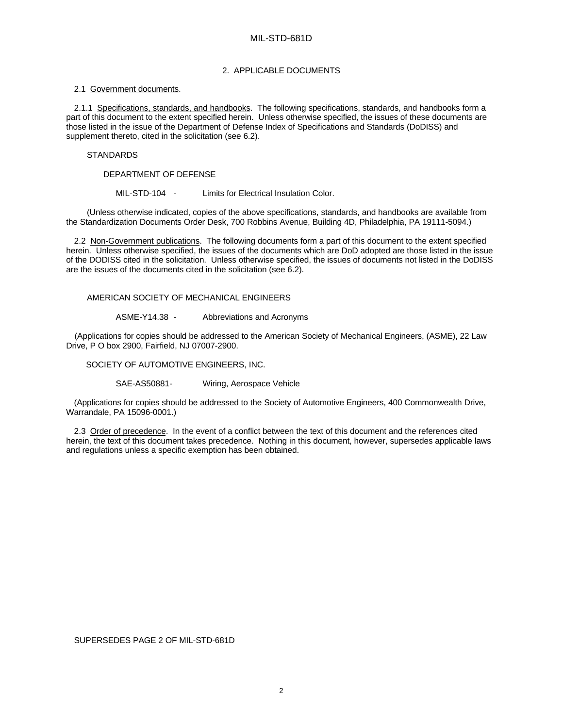## 2. APPLICABLE DOCUMENTS

2.1 Government documents.

2.1.1 Specifications, standards, and handbooks. The following specifications, standards, and handbooks form a part of this document to the extent specified herein. Unless otherwise specified, the issues of these documents are those listed in the issue of the Department of Defense Index of Specifications and Standards (DoDISS) and supplement thereto, cited in the solicitation (see 6.2).

STANDARDS

DEPARTMENT OF DEFENSE

MIL-STD-104 - Limits for Electrical Insulation Color.

(Unless otherwise indicated, copies of the above specifications, standards, and handbooks are available from the Standardization Documents Order Desk, 700 Robbins Avenue, Building 4D, Philadelphia, PA 19111-5094.)

2.2 Non-Government publications. The following documents form a part of this document to the extent specified herein. Unless otherwise specified, the issues of the documents which are DoD adopted are those listed in the issue of the DODISS cited in the solicitation. Unless otherwise specified, the issues of documents not listed in the DoDISS are the issues of the documents cited in the solicitation (see 6.2).

AMERICAN SOCIETY OF MECHANICAL ENGINEERS

ASME-Y14.38 - Abbreviations and Acronyms

(Applications for copies should be addressed to the American Society of Mechanical Engineers, (ASME), 22 Law Drive, P O box 2900, Fairfield, NJ 07007-2900.

SOCIETY OF AUTOMOTIVE ENGINEERS, INC.

SAE-AS50881- Wiring, Aerospace Vehicle

(Applications for copies should be addressed to the Society of Automotive Engineers, 400 Commonwealth Drive, Warrandale, PA 15096-0001.)

2.3 Order of precedence. In the event of a conflict between the text of this document and the references cited herein, the text of this document takes precedence. Nothing in this document, however, supersedes applicable laws and regulations unless a specific exemption has been obtained.

SUPERSEDES PAGE 2 OF MIL-STD-681D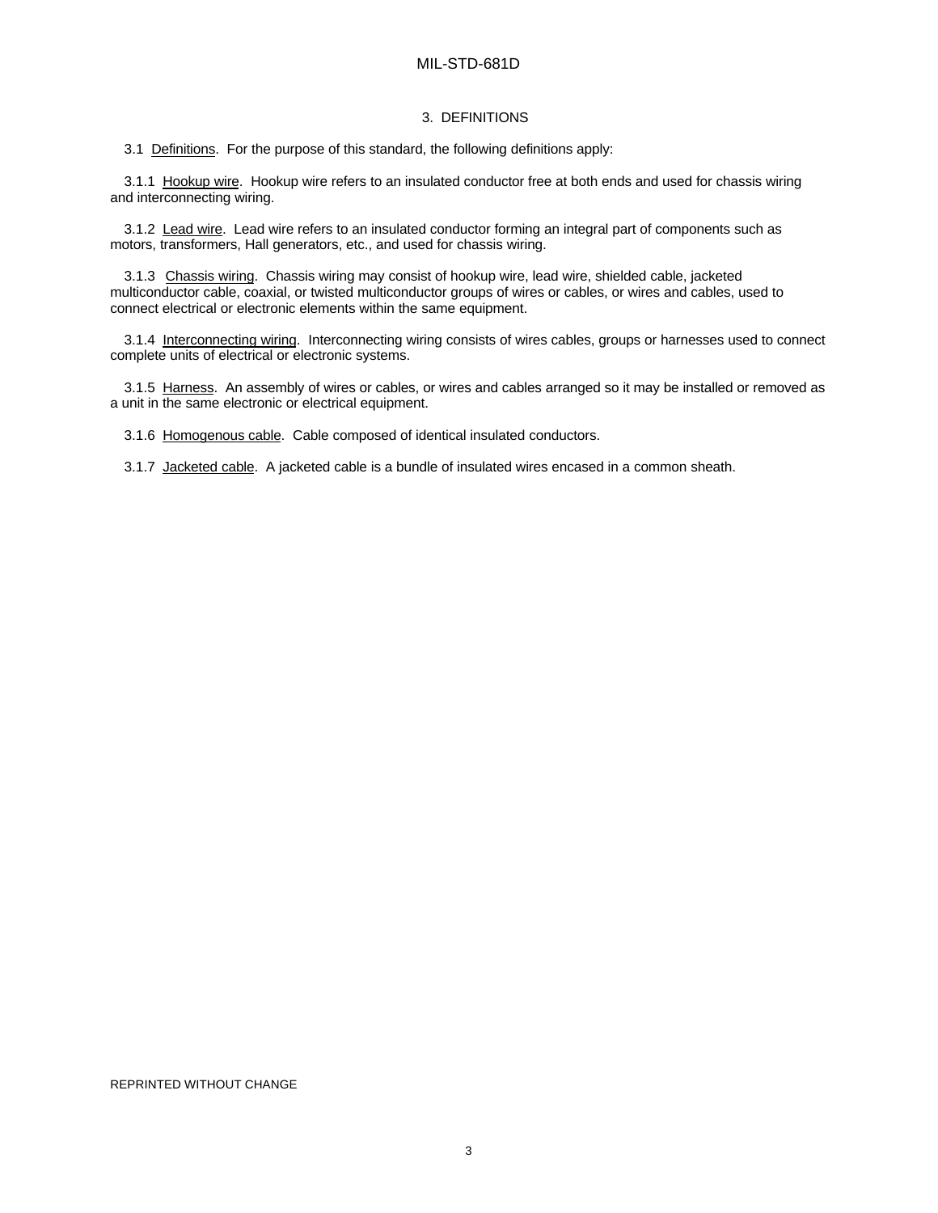## 3. DEFINITIONS

3.1 Definitions. For the purpose of this standard, the following definitions apply:

3.1.1 Hookup wire. Hookup wire refers to an insulated conductor free at both ends and used for chassis wiring and interconnecting wiring.

3.1.2 Lead wire. Lead wire refers to an insulated conductor forming an integral part of components such as motors, transformers, Hall generators, etc., and used for chassis wiring.

3.1.3 Chassis wiring. Chassis wiring may consist of hookup wire, lead wire, shielded cable, jacketed multiconductor cable, coaxial, or twisted multiconductor groups of wires or cables, or wires and cables, used to connect electrical or electronic elements within the same equipment.

3.1.4 Interconnecting wiring. Interconnecting wiring consists of wires cables, groups or harnesses used to connect complete units of electrical or electronic systems.

3.1.5 Harness. An assembly of wires or cables, or wires and cables arranged so it may be installed or removed as a unit in the same electronic or electrical equipment.

3.1.6 Homogenous cable. Cable composed of identical insulated conductors.

3.1.7 Jacketed cable. A jacketed cable is a bundle of insulated wires encased in a common sheath.

REPRINTED WITHOUT CHANGE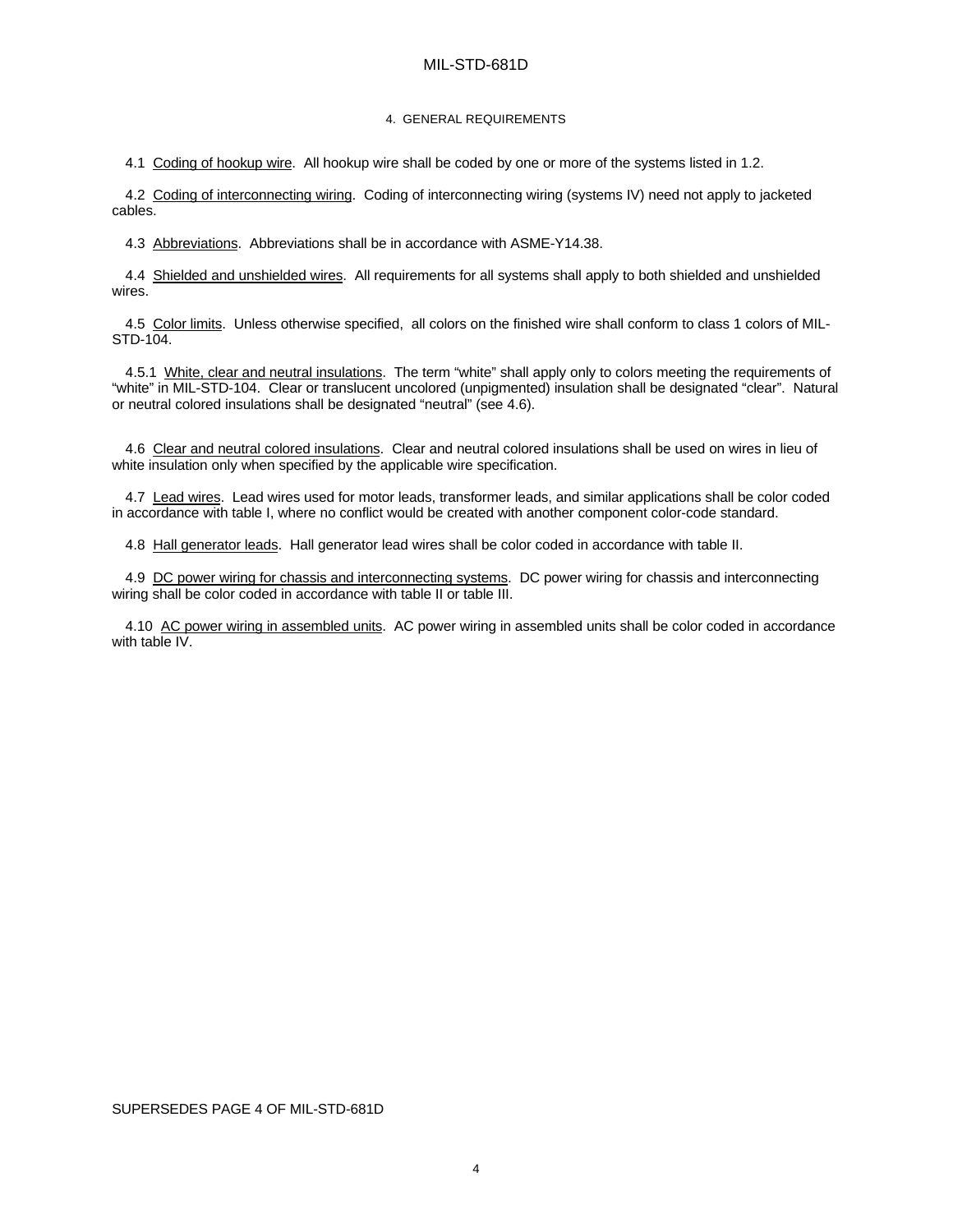## 4. GENERAL REQUIREMENTS

4.1 Coding of hookup wire. All hookup wire shall be coded by one or more of the systems listed in 1.2.

4.2 Coding of interconnecting wiring. Coding of interconnecting wiring (systems IV) need not apply to jacketed cables.

4.3 Abbreviations. Abbreviations shall be in accordance with ASME-Y14.38.

4.4 Shielded and unshielded wires. All requirements for all systems shall apply to both shielded and unshielded wires.

4.5 Color limits. Unless otherwise specified, all colors on the finished wire shall conform to class 1 colors of MIL-STD-104.

4.5.1 White, clear and neutral insulations. The term "white" shall apply only to colors meeting the requirements of "white" in MIL-STD-104. Clear or translucent uncolored (unpigmented) insulation shall be designated "clear". Natural or neutral colored insulations shall be designated "neutral" (see 4.6).

4.6 Clear and neutral colored insulations. Clear and neutral colored insulations shall be used on wires in lieu of white insulation only when specified by the applicable wire specification.

4.7 Lead wires. Lead wires used for motor leads, transformer leads, and similar applications shall be color coded in accordance with table I, where no conflict would be created with another component color-code standard.

4.8 Hall generator leads. Hall generator lead wires shall be color coded in accordance with table II.

4.9 DC power wiring for chassis and interconnecting systems. DC power wiring for chassis and interconnecting wiring shall be color coded in accordance with table II or table III.

4.10 AC power wiring in assembled units. AC power wiring in assembled units shall be color coded in accordance with table IV.

SUPERSEDES PAGE 4 OF MIL-STD-681D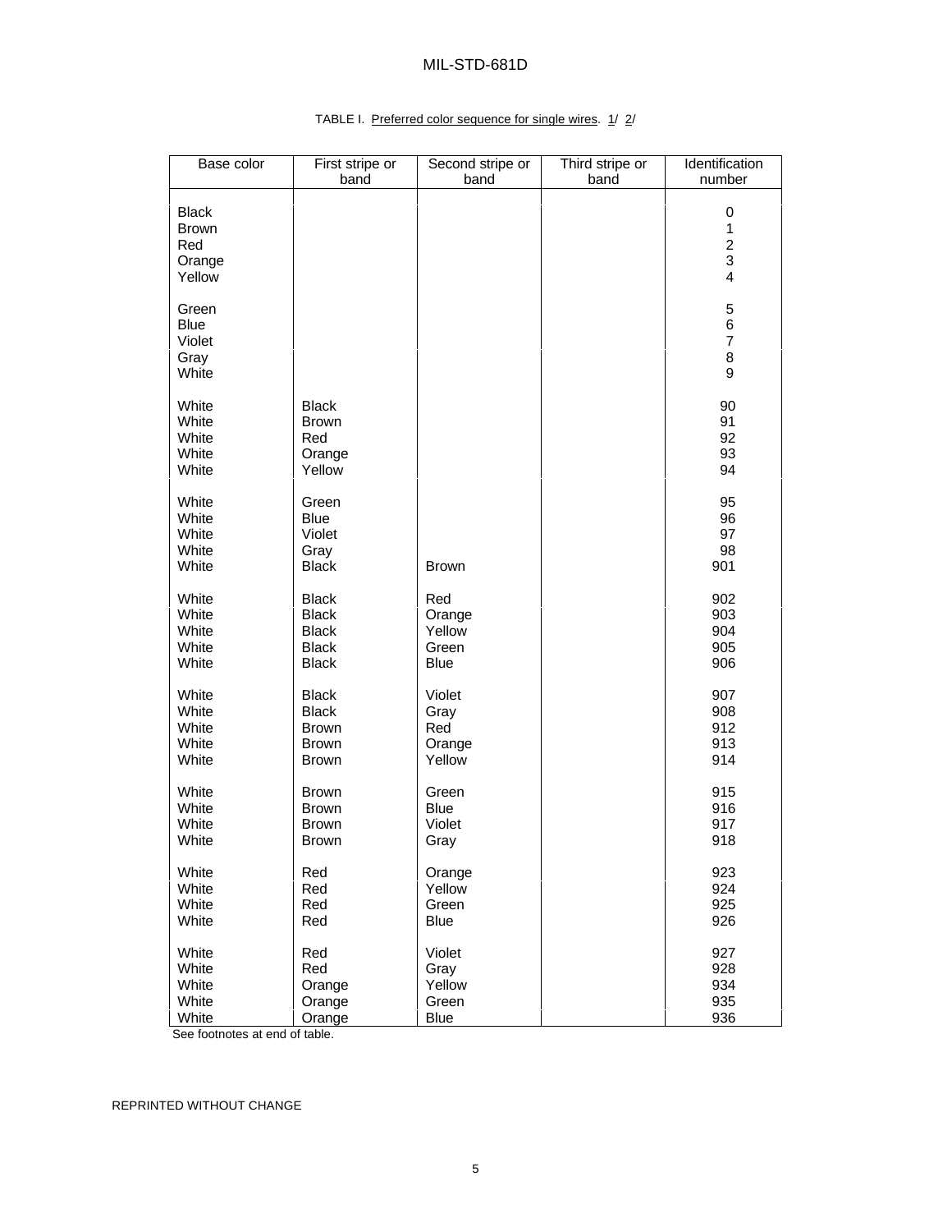TABLE I. Preferred color sequence for single wires. 1/ 2/

| Base color | First stripe or band | Second stripe or band | Third stripe or band | Identification number |
|---|---|---|---|---|
| Black | | | | 0 |
| Brown | | | | 1 |
| Red | | | | 2 |
| Orange | | | | 3 |
| Yellow | | | | 4 |
| Green | | | | 5 |
| Blue | | | | 6 |
| Violet | | | | 7 |
| Gray | | | | 8 |
| White | | | | 9 |
| White | Black | | | 90 |
| White | Brown | | | 91 |
| White | Red | | | 92 |
| White | Orange | | | 93 |
| White | Yellow | | | 94 |
| White | Green | | | 95 |
| White | Blue | | | 96 |
| White | Violet | | | 97 |
| White | Gray | | | 98 |
| White | Black | Brown | | 901 |
| White | Black | Red | | 902 |
| White | Black | Orange | | 903 |
| White | Black | Yellow | | 904 |
| White | Black | Green | | 905 |
| White | Black | Blue | | 906 |
| White | Black | Violet | | 907 |
| White | Black | Gray | | 908 |
| White | Brown | Red | | 912 |
| White | Brown | Orange | | 913 |
| White | Brown | Yellow | | 914 |
| White | Brown | Green | | 915 |
| White | Brown | Blue | | 916 |
| White | Brown | Violet | | 917 |
| White | Brown | Gray | | 918 |
| White | Red | Orange | | 923 |
| White | Red | Yellow | | 924 |
| White | Red | Green | | 925 |
| White | Red | Blue | | 926 |
| White | Red | Violet | | 927 |
| White | Red | Gray | | 928 |
| White | Orange | Yellow | | 934 |
| White | Orange | Green | | 935 |
| White | Orange | Blue | | 936 |

See footnotes at end of table.

REPRINTED WITHOUT CHANGE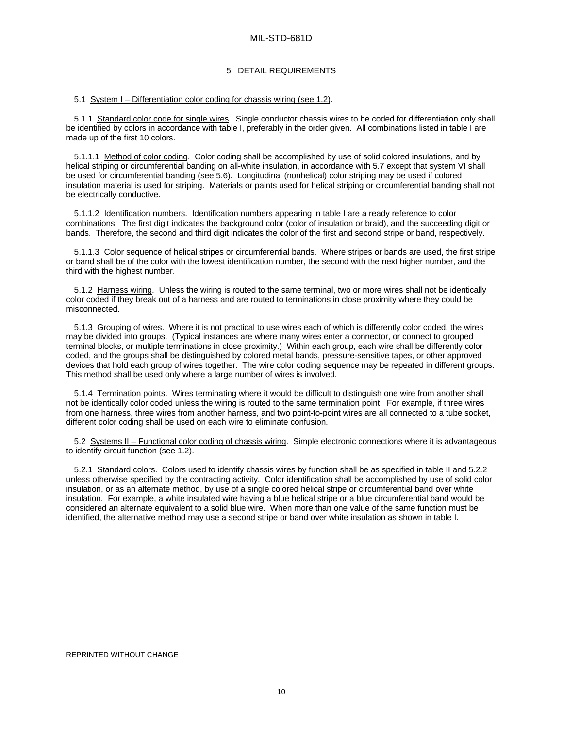## 5. DETAIL REQUIREMENTS

5.1 System I – Differentiation color coding for chassis wiring (see 1.2).

5.1.1 Standard color code for single wires. Single conductor chassis wires to be coded for differentiation only shall be identified by colors in accordance with table I, preferably in the order given. All combinations listed in table I are made up of the first 10 colors.

5.1.1.1 Method of color coding. Color coding shall be accomplished by use of solid colored insulations, and by helical striping or circumferential banding on all-white insulation, in accordance with 5.7 except that system VI shall be used for circumferential banding (see 5.6). Longitudinal (nonhelical) color striping may be used if colored insulation material is used for striping. Materials or paints used for helical striping or circumferential banding shall not be electrically conductive.

5.1.1.2 Identification numbers. Identification numbers appearing in table I are a ready reference to color combinations. The first digit indicates the background color (color of insulation or braid), and the succeeding digit or bands. Therefore, the second and third digit indicates the color of the first and second stripe or band, respectively.

5.1.1.3 Color sequence of helical stripes or circumferential bands. Where stripes or bands are used, the first stripe or band shall be of the color with the lowest identification number, the second with the next higher number, and the third with the highest number.

5.1.2 Harness wiring. Unless the wiring is routed to the same terminal, two or more wires shall not be identically color coded if they break out of a harness and are routed to terminations in close proximity where they could be misconnected.

5.1.3 Grouping of wires. Where it is not practical to use wires each of which is differently color coded, the wires may be divided into groups. (Typical instances are where many wires enter a connector, or connect to grouped terminal blocks, or multiple terminations in close proximity.) Within each group, each wire shall be differently color coded, and the groups shall be distinguished by colored metal bands, pressure-sensitive tapes, or other approved devices that hold each group of wires together. The wire color coding sequence may be repeated in different groups. This method shall be used only where a large number of wires is involved.

5.1.4 Termination points. Wires terminating where it would be difficult to distinguish one wire from another shall not be identically color coded unless the wiring is routed to the same termination point. For example, if three wires from one harness, three wires from another harness, and two point-to-point wires are all connected to a tube socket, different color coding shall be used on each wire to eliminate confusion.

5.2 Systems II – Functional color coding of chassis wiring. Simple electronic connections where it is advantageous to identify circuit function (see 1.2).

5.2.1 Standard colors. Colors used to identify chassis wires by function shall be as specified in table II and 5.2.2 unless otherwise specified by the contracting activity. Color identification shall be accomplished by use of solid color insulation, or as an alternate method, by use of a single colored helical stripe or circumferential band over white insulation. For example, a white insulated wire having a blue helical stripe or a blue circumferential band would be considered an alternate equivalent to a solid blue wire. When more than one value of the same function must be identified, the alternative method may use a second stripe or band over white insulation as shown in table I.

REPRINTED WITHOUT CHANGE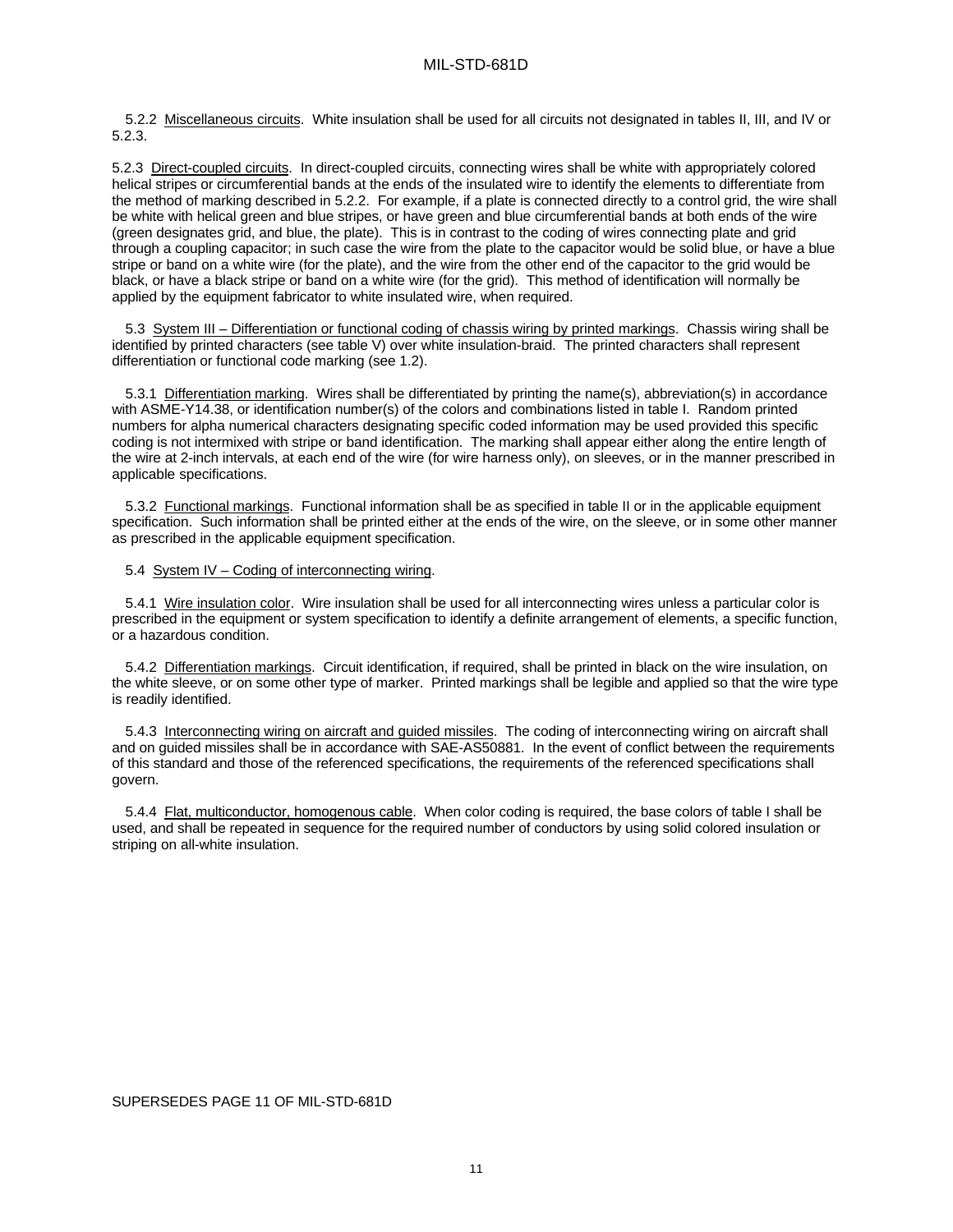5.2.2 Miscellaneous circuits. White insulation shall be used for all circuits not designated in tables II, III, and IV or 5.2.3.

5.2.3 Direct-coupled circuits. In direct-coupled circuits, connecting wires shall be white with appropriately colored helical stripes or circumferential bands at the ends of the insulated wire to identify the elements to differentiate from the method of marking described in 5.2.2. For example, if a plate is connected directly to a control grid, the wire shall be white with helical green and blue stripes, or have green and blue circumferential bands at both ends of the wire (green designates grid, and blue, the plate). This is in contrast to the coding of wires connecting plate and grid through a coupling capacitor; in such case the wire from the plate to the capacitor would be solid blue, or have a blue stripe or band on a white wire (for the plate), and the wire from the other end of the capacitor to the grid would be black, or have a black stripe or band on a white wire (for the grid). This method of identification will normally be applied by the equipment fabricator to white insulated wire, when required.

5.3 System III – Differentiation or functional coding of chassis wiring by printed markings. Chassis wiring shall be identified by printed characters (see table V) over white insulation-braid. The printed characters shall represent differentiation or functional code marking (see 1.2).

5.3.1 Differentiation marking. Wires shall be differentiated by printing the name(s), abbreviation(s) in accordance with ASME-Y14.38, or identification number(s) of the colors and combinations listed in table I. Random printed numbers for alpha numerical characters designating specific coded information may be used provided this specific coding is not intermixed with stripe or band identification. The marking shall appear either along the entire length of the wire at 2-inch intervals, at each end of the wire (for wire harness only), on sleeves, or in the manner prescribed in applicable specifications.

5.3.2 Functional markings. Functional information shall be as specified in table II or in the applicable equipment specification. Such information shall be printed either at the ends of the wire, on the sleeve, or in some other manner as prescribed in the applicable equipment specification.

5.4 System IV – Coding of interconnecting wiring.

5.4.1 Wire insulation color. Wire insulation shall be used for all interconnecting wires unless a particular color is prescribed in the equipment or system specification to identify a definite arrangement of elements, a specific function, or a hazardous condition.

5.4.2 Differentiation markings. Circuit identification, if required, shall be printed in black on the wire insulation, on the white sleeve, or on some other type of marker. Printed markings shall be legible and applied so that the wire type is readily identified.

5.4.3 Interconnecting wiring on aircraft and guided missiles. The coding of interconnecting wiring on aircraft shall and on guided missiles shall be in accordance with SAE-AS50881. In the event of conflict between the requirements of this standard and those of the referenced specifications, the requirements of the referenced specifications shall govern.

5.4.4 Flat, multiconductor, homogenous cable. When color coding is required, the base colors of table I shall be used, and shall be repeated in sequence for the required number of conductors by using solid colored insulation or striping on all-white insulation.

SUPERSEDES PAGE 11 OF MIL-STD-681D